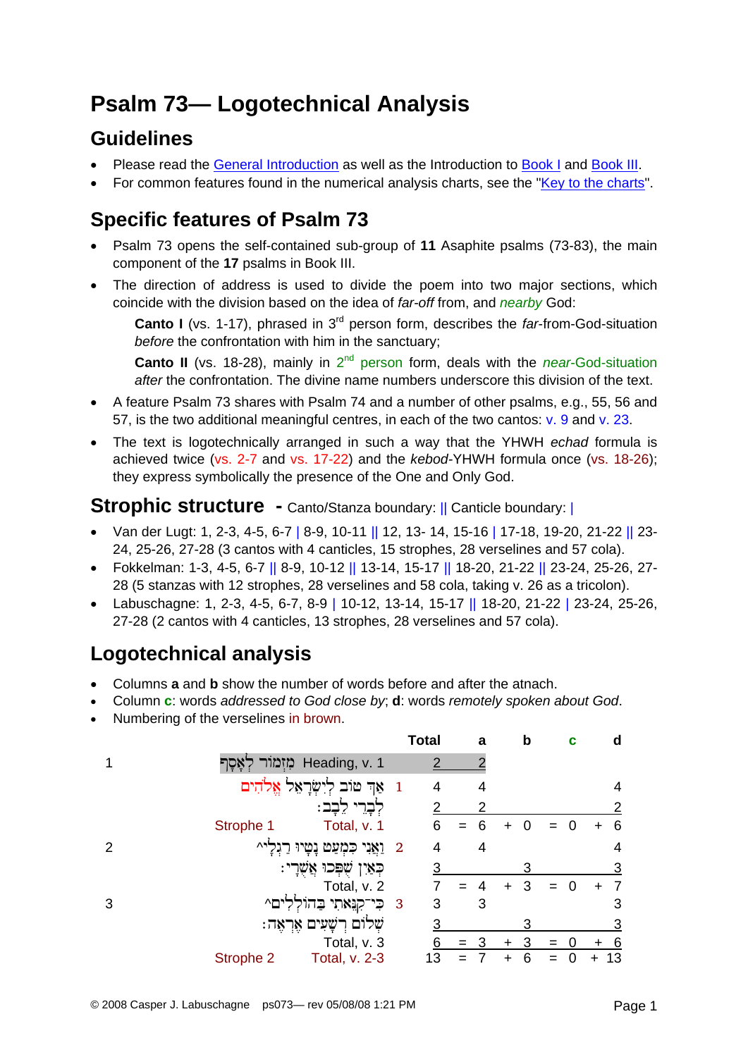# Psalm 73— Logotechnical Analysis

## Guidelines

- Please read the General Introduction as well as the Introduction to Book I and Book III.
- For common features found in the numerical analysis charts, see the "Key to the charts".

## Specific features of Psalm 73

- Psalm 73 opens the self-contained sub-group of **11** Asaphite psalms (73-83), the main component of the **17** psalms in Book III.
- The direction of address is used to divide the poem into two major sections, which coincide with the division based on the idea of *far-off* from, and *nearby* God:

  **Canto I** (vs. 1-17), phrased in 3rd person form, describes the *far*-from-God-situation *before* the confrontation with him in the sanctuary;

  **Canto II** (vs. 18-28), mainly in 2nd person form, deals with the *near*-God-situation *after* the confrontation. The divine name numbers underscore this division of the text.
- A feature Psalm 73 shares with Psalm 74 and a number of other psalms, e.g., 55, 56 and 57, is the two additional meaningful centres, in each of the two cantos: v. 9 and v. 23.
- The text is logotechnically arranged in such a way that the YHWH *echad* formula is achieved twice (vs. 2-7 and vs. 17-22) and the *kebod*-YHWH formula once (vs. 18-26); they express symbolically the presence of the One and Only God.

## Strophic structure - Canto/Stanza boundary: || Canticle boundary: |

- Van der Lugt: 1, 2-3, 4-5, 6-7 | 8-9, 10-11 || 12, 13- 14, 15-16 | 17-18, 19-20, 21-22 || 23-24, 25-26, 27-28 (3 cantos with 4 canticles, 15 strophes, 28 verselines and 57 cola).
- Fokkelman: 1-3, 4-5, 6-7 || 8-9, 10-12 || 13-14, 15-17 || 18-20, 21-22 || 23-24, 25-26, 27-28 (5 stanzas with 12 strophes, 28 verselines and 58 cola, taking v. 26 as a tricolon).
- Labuschagne: 1, 2-3, 4-5, 6-7, 8-9 | 10-12, 13-14, 15-17 || 18-20, 21-22 | 23-24, 25-26, 27-28 (2 cantos with 4 canticles, 13 strophes, 28 verselines and 57 cola).

## Logotechnical analysis

- Columns **a** and **b** show the number of words before and after the atnach.
- Column **c**: words *addressed to God close by*; **d**: words *remotely spoken about God*.
- Numbering of the verselines in brown.

| | | | Total | | a | | b | | c | | d |
|---|---|---|---|---|---|---|---|---|---|---|---|
| 1 | מִזְמוֹר לְאָסָף Heading, v. 1 | | 2 | | 2 | | | | | | |
| | אַךְ טוֹב לְיִשְׂרָאֵל אֱלֹהִים | 1 | 4 | | 4 | | | | | | 4 |
| | לְבָרֵי לֵבָב׃ | | 2 | | 2 | | | | | | 2 |
| | Strophe 1 | Total, v. 1 | 6 | = | 6 | + | 0 | = | 0 | + | 6 |
| 2 | וַאֲנִי כִּמְעַט נָטָיוּ רַגְלָי^ | 2 | 4 | | 4 | | | | | | 4 |
| | כְּאַיִן שֻׁפְּכוּ אֲשֻׁרָי׃ | | 3 | | | | 3 | | | | 3 |
| | | Total, v. 2 | 7 | = | 4 | + | 3 | = | 0 | + | 7 |
| 3 | כִּי־קִנֵּאתִי בַּהוֹלְלִים^ | 3 | 3 | | 3 | | | | | | 3 |
| | שְׁלוֹם רְשָׁעִים אֶרְאֶה׃ | | 3 | | | | 3 | | | | 3 |
| | | Total, v. 3 | 6 | = | 3 | + | 3 | = | 0 | + | 6 |
| | Strophe 2 | Total, v. 2-3 | 13 | = | 7 | + | 6 | = | 0 | + | 13 |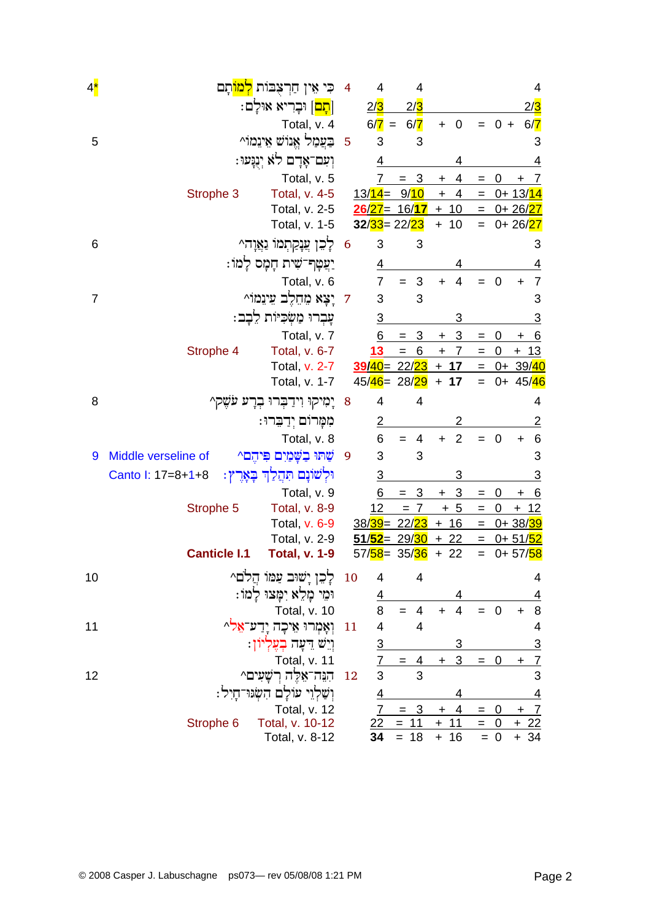| | | | | | | | | | |
|---|---|---|---|---|---|---|---|---|---|
| 4* | | כִּי אֵין חַרְצֻבּוֹת לְמוֹתָם | 4 | 4 | 4 | | | | 4 |
| | | [תָּם] וּבָרִיא אוּלָם: | | 2/3 | 2/3 | | | | 2/3 |
| | | Total, v. 4 | | 6/7 = | 6/7 | + 0 | | = 0 + | 6/7 |
| 5 | | בַּעֲמַל אֱנוֹשׁ אֵינֵמוֹ^ | 5 | 3 | 3 | | | | 3 |
| | | וְעִם־אָדָם לֹא יְנֻגָּעוּ: | | 4 | | 4 | | | 4 |
| | | Total, v. 5 | | 7 | = 3 | + 4 | | = 0 | + 7 |
| | Strophe 3 | Total, v. 4-5 | | 13/14= | 9/10 | + 4 | | = 0+ | 13/14 |
| | | Total, v. 2-5 | | 26/27= | 16/17 | + 10 | | = 0+ | 26/27 |
| | | Total, v. 1-5 | | 32/33= | 22/23 | + 10 | | = 0+ | 26/27 |
| 6 | | לָכֵן עֲנָקַתְמוֹ גַאֲוָה^ | 6 | 3 | 3 | | | | 3 |
| | | יַעֲטָף־שִׁית חָמָס לָמוֹ: | | 4 | | 4 | | | 4 |
| | | Total, v. 6 | | 7 | = 3 | + 4 | | = 0 | + 7 |
| 7 | | יָצָא מֵחֵלֶב עֵינֵמוֹ^ | 7 | 3 | 3 | | | | 3 |
| | | עָבְרוּ מַשְׂכִּיּוֹת לֵבָב: | | 3 | | 3 | | | 3 |
| | | Total, v. 7 | | 6 | = 3 | + 3 | | = 0 | + 6 |
| | Strophe 4 | Total, v. 6-7 | | 13 | = 6 | + 7 | | = 0 | + 13 |
| | | Total, v. 2-7 | | 39/40= | 22/23 | + 17 | | = 0+ | 39/40 |
| | | Total, v. 1-7 | | 45/46= | 28/29 | + 17 | | = 0+ | 45/46 |
| 8 | | יָמִיקוּ וִידַבְּרוּ בְרָע עֹשֶׁק^ | 8 | 4 | 4 | | | | 4 |
| | | מִמָּרוֹם יְדַבֵּרוּ: | | 2 | | 2 | | | 2 |
| | | Total, v. 8 | | 6 | = 4 | + 2 | | = 0 | + 6 |
| 9 | Middle verseline of | שַׁתּוּ בַשָּׁמַיִם פִּיהֶם^ | 9 | 3 | 3 | | | | 3 |
| | Canto I: 17=8+1+8 | וּלְשׁוֹנָם תִּהֲלַךְ בָּאָרֶץ: | | 3 | | 3 | | | 3 |
| | | Total, v. 9 | | 6 | = 3 | + 3 | | = 0 | + 6 |
| | Strophe 5 | Total, v. 8-9 | | 12 | = 7 | + 5 | | = 0 | + 12 |
| | | Total, v. 6-9 | | 38/39= | 22/23 | + 16 | | = 0+ | 38/39 |
| | | Total, v. 2-9 | | 51/52= | 29/30 | + 22 | | = 0+ | 51/52 |
| | **Canticle I.1** | **Total, v. 1-9** | | 57/58= | 35/36 | + 22 | | = 0+ | 57/58 |
| 10 | | לָכֵן יָשׁוּב עַמּוֹ הֲלֹם^ | 10 | 4 | 4 | | | | 4 |
| | | וּמֵי מָלֵא יִמָּצוּ לָמוֹ: | | 4 | | 4 | | | 4 |
| | | Total, v. 10 | | 8 | = 4 | + 4 | | = 0 | + 8 |
| 11 | | וְאָמְרוּ אֵיכָה יָדַע־אֵל^ | 11 | 4 | 4 | | | | 4 |
| | | וְיֵשׁ דֵּעָה בְעֶלְיוֹן: | | 3 | | 3 | | | 3 |
| | | Total, v. 11 | | 7 | = 4 | + 3 | | = 0 | + 7 |
| 12 | | הִנֵּה־אֵלֶּה רְשָׁעִים^ | 12 | 3 | 3 | | | | 3 |
| | | וְשַׁלְוֵי עוֹלָם הִשְׂגּוּ־חָיִל: | | 4 | | 4 | | | 4 |
| | | Total, v. 12 | | 7 | = 3 | + 4 | | = 0 | + 7 |
| | Strophe 6 | Total, v. 10-12 | | 22 | = 11 | + 11 | | = 0 | + 22 |
| | | Total, v. 8-12 | | **34** | = 18 | + 16 | | = 0 | + 34 |

© 2008 Casper J. Labuschagne ps073— rev 05/08/08 1:21 PM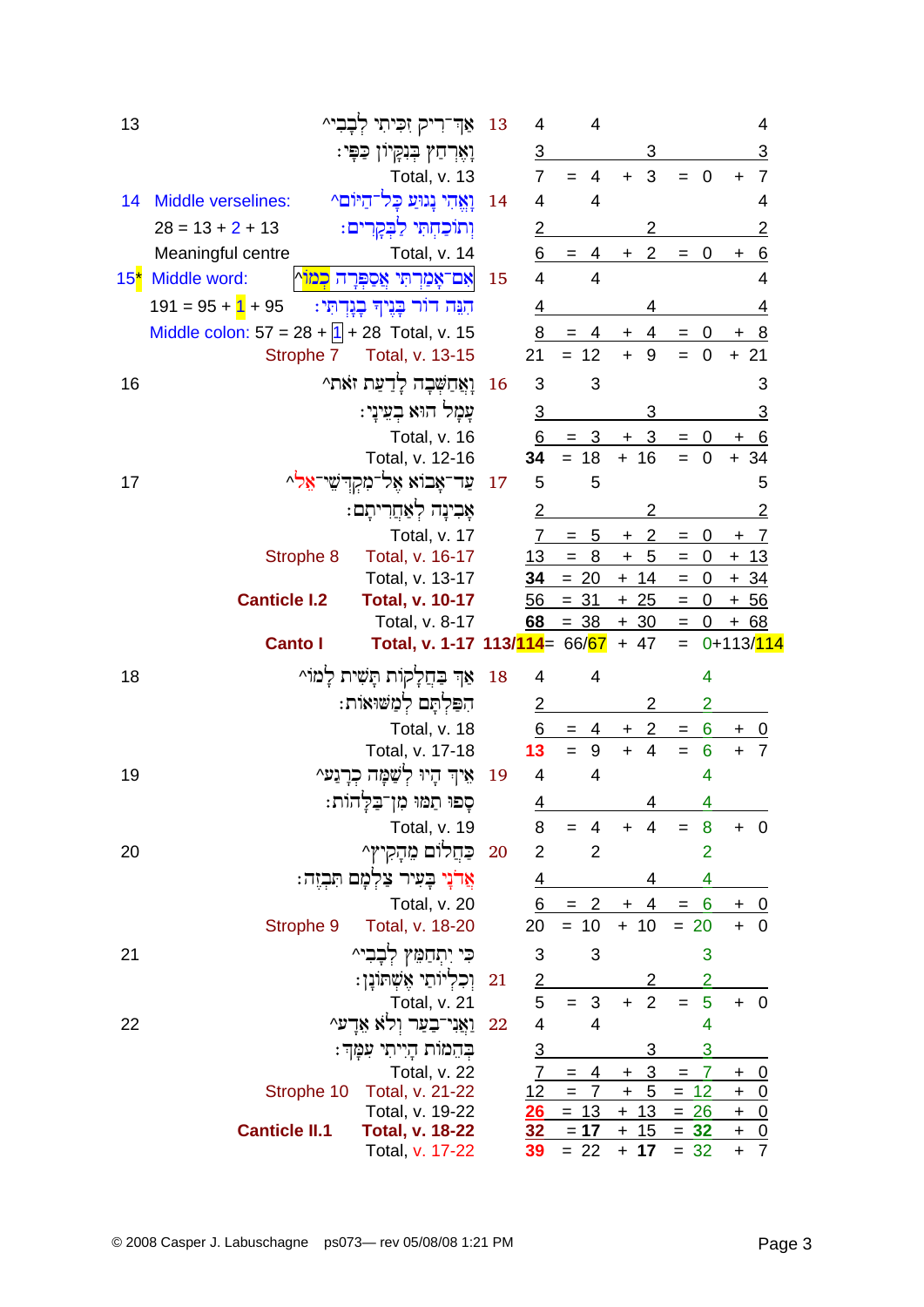| | | | | | | | | | | |
|---|---|---|---|---|---|---|---|---|---|---|
| 13 | אַךְ־רִיק זִכִּיתִי לְבָבִי^ | 13 | 4 | | 4 | | | | | 4 |
| | וָאֶרְחַץ בְּנִקָּיוֹן כַּפָּי׃ | | 3 | | | | 3 | | | 3 |
| | Total, v. 13 | | 7 | = | 4 | + | 3 | = 0 | + | 7 |
| 14 Middle verselines: | וָאֱהִי נָגוּעַ כָּל־הַיּוֹם^ | 14 | 4 | | 4 | | | | | 4 |
| 28 = 13 + 2 + 13 | וְתוֹכַחְתִּי לַבְּקָרִים׃ | | 2 | | | | 2 | | | 2 |
| Meaningful centre | Total, v. 14 | | 6 | = | 4 | + | 2 | = 0 | + | 6 |
| 15* Middle word: | אִם־אָמַרְתִּי אֲסַפְּרָה כְמוֹ^ | 15 | 4 | | 4 | | | | | 4 |
| 191 = 95 + 1 + 95 | הִנֵּה דוֹר בָּנֶיךָ בָגָדְתִּי׃ | | 4 | | | | 4 | | | 4 |
| Middle colon: 57 = 28 + 1 + 28 | Total, v. 15 | | 8 | = | 4 | + | 4 | = 0 | + | 8 |
| Strophe 7 | Total, v. 13-15 | | 21 | = | 12 | + | 9 | = 0 | + | 21 |
| 16 | וָאֲחַשְּׁבָה לָדַעַת זֹאת^ | 16 | 3 | | 3 | | | | | 3 |
| | עָמָל הוּא בְעֵינָי׃ | | 3 | | | | 3 | | | 3 |
| | Total, v. 16 | | 6 | = | 3 | + | 3 | = 0 | + | 6 |
| | Total, v. 12-16 | | 34 | = | 18 | + | 16 | = 0 | + | 34 |
| 17 | עַד־אָבוֹא אֶל־מִקְדְּשֵׁי־אֵל^ | 17 | 5 | | 5 | | | | | 5 |
| | אָבִינָה לְאַחֲרִיתָם׃ | | 2 | | | | 2 | | | 2 |
| | Total, v. 17 | | 7 | = | 5 | + | 2 | = 0 | + | 7 |
| Strophe 8 | Total, v. 16-17 | | 13 | = | 8 | + | 5 | = 0 | + | 13 |
| | Total, v. 13-17 | | 34 | = | 20 | + | 14 | = 0 | + | 34 |
| **Canticle I.2** | **Total, v. 10-17** | | 56 | = | 31 | + | 25 | = 0 | + | 56 |
| | Total, v. 8-17 | | 68 | = | 38 | + | 30 | = 0 | + | 68 |
| **Canto I** | **Total, v. 1-17** | | 113/114 | = | 66/67 | + | 47 | = 0 | + | 113/114 |
| 18 | אַךְ בַּחֲלָקוֹת תָּשִׁית לָמוֹ^ | 18 | 4 | | 4 | | | 4 | | |
| | הִפַּלְתָּם לְמַשּׁוּאוֹת׃ | | 2 | | | | 2 | 2 | | |
| | Total, v. 18 | | 6 | = | 4 | + | 2 | = 6 | + | 0 |
| | Total, v. 17-18 | | 13 | = | 9 | + | 4 | = 6 | + | 7 |
| 19 | אֵיךְ הָיוּ לְשַׁמָּה כְרָגַע^ | 19 | 4 | | 4 | | | 4 | | |
| | סָפוּ תַמּוּ מִן־בַּלָּהוֹת׃ | | 4 | | | | 4 | 4 | | |
| | Total, v. 19 | | 8 | = | 4 | + | 4 | = 8 | + | 0 |
| 20 | כַּחֲלוֹם מֵהָקִיץ^ | 20 | 2 | | 2 | | | 2 | | |
| | אֲדֹנָי בָּעִיר צַלְמָם תִּבְזֶה׃ | | 4 | | | | 4 | 4 | | |
| | Total, v. 20 | | 6 | = | 2 | + | 4 | = 6 | + | 0 |
| Strophe 9 | Total, v. 18-20 | | 20 | = | 10 | + | 10 | = 20 | + | 0 |
| 21 | כִּי יִתְחַמֵּץ לְבָבִי^ | | 3 | | 3 | | | 3 | | |
| | וְכִלְיוֹתַי אֶשְׁתּוֹנָן׃ | 21 | 2 | | | | 2 | 2 | | |
| | Total, v. 21 | | 5 | = | 3 | + | 2 | = 5 | + | 0 |
| 22 | וַאֲנִי־בַעַר וְלֹא אֵדָע^ | 22 | 4 | | 4 | | | 4 | | |
| | בְּהֵמוֹת הָיִיתִי עִמָּךְ׃ | | 3 | | | | 3 | 3 | | |
| | Total, v. 22 | | 7 | = | 4 | + | 3 | = 7 | + | 0 |
| Strophe 10 | Total, v. 21-22 | | 12 | = | 7 | + | 5 | = 12 | + | 0 |
| | Total, v. 19-22 | | 26 | = | 13 | + | 13 | = 26 | + | 0 |
| **Canticle II.1** | **Total, v. 18-22** | | 32 | = | 17 | + | 15 | = 32 | + | 0 |
| | Total, v. 17-22 | | 39 | = | 22 | + | 17 | = 32 | + | 7 |

© 2008 Casper J. Labuschagne ps073— rev 05/08/08 1:21 PM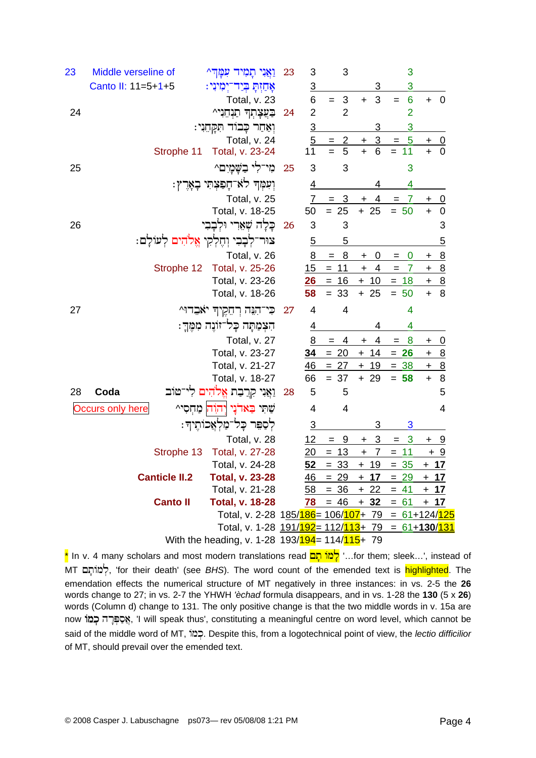| | | Hebrew | v. | a | b | c | d | e |
|---|---|---|---|---|---|---|---|---|
| 23 | Middle verseline of Canto II: 11=5+1+5 | וַאֲנִי תָמִיד עִמָּךְ^ | 23 | 3 | 3 | | 3 | |
| | | אָחַזְתָּ בְּיַד־יְמִינִי׃ | | 3 | | 3 | 3 | |
| | | Total, v. 23 | | 6 | = 3 | + 3 | = 6 | + 0 |
| 24 | | בַּעֲצָתְךָ תַנְחֵנִי^ | 24 | 2 | 2 | | 2 | |
| | | וְאַחַר כָּבוֹד תִּקָּחֵנִי׃ | | 3 | | 3 | 3 | |
| | | Total, v. 24 | | 5 | = 2 | + 3 | = 5 | + 0 |
| | Strophe 11 | Total, v. 23-24 | | 11 | = 5 | + 6 | = 11 | + 0 |
| 25 | | מִי־לִי בַשָּׁמָיִם^ | 25 | 3 | 3 | | 3 | |
| | | וְעִמְּךָ לֹא־חָפַצְתִּי בָאָרֶץ׃ | | 4 | | 4 | 4 | |
| | | Total, v. 25 | | 7 | = 3 | + 4 | = 7 | + 0 |
| | | Total, v. 18-25 | | 50 | = 25 | + 25 | = 50 | + 0 |
| 26 | | כָּלָה שְׁאֵרִי וּלְבָבִי | 26 | 3 | 3 | | | 3 |
| | | צוּר־לְבָבִי וְחֶלְקִי אֱלֹהִים לְעוֹלָם׃ | | 5 | 5 | | | 5 |
| | | Total, v. 26 | | 8 | = 8 | + 0 | = 0 | + 8 |
| | Strophe 12 | Total, v. 25-26 | | 15 | = 11 | + 4 | = 7 | + 8 |
| | | Total, v. 23-26 | | **26** | = 16 | + 10 | = 18 | + 8 |
| | | Total, v. 18-26 | | **58** | = 33 | + 25 | = 50 | + 8 |
| 27 | | כִּי־הִנֵּה רְחֵקֶיךָ יֹאבֵדוּ^ | 27 | 4 | 4 | | 4 | |
| | | הִצְמַתָּה כָּל־זוֹנֶה מִמֶּךָּ׃ | | 4 | | 4 | 4 | |
| | | Total, v. 27 | | 8 | = 4 | + 4 | = 8 | + 0 |
| | | Total, v. 23-27 | | **34** | = 20 | + 14 | = **26** | + 8 |
| | | Total, v. 21-27 | | 46 | = 27 | + 19 | = 38 | + 8 |
| | | Total, v. 18-27 | | 66 | = 37 | + 29 | = **58** | + 8 |
| 28 | **Coda** | וַאֲנִי קִרֲבַת אֱלֹהִים לִי־טוֹב | 28 | 5 | 5 | | | 5 |
| | Occurs only here | שַׁתִּי בַּאדֹנָי יְהוִה מַחְסִי^ | | 4 | 4 | | | 4 |
| | | לְסַפֵּר כָּל־מַלְאֲכוֹתֶיךָ׃ | | 3 | | 3 | 3 | |
| | | Total, v. 28 | | 12 | = 9 | + 3 | = 3 | + 9 |
| | Strophe 13 | Total, v. 27-28 | | 20 | = 13 | + 7 | = 11 | + 9 |
| | | Total, v. 24-28 | | **52** | = 33 | + 19 | = 35 | + **17** |
| | **Canticle II.2** | **Total, v. 23-28** | | 46 | = 29 | + **17** | = 29 | + **17** |
| | | Total, v. 21-28 | | 58 | = 36 | + 22 | = 41 | + **17** |
| | **Canto II** | **Total, v. 18-28** | | **78** | = 46 | + **32** | = 61 | + **17** |
| | | Total, v. 2-28 | | 185/186 | = 106/107 | + 79 | = 61+124/125 | |
| | | Total, v. 1-28 | | 191/192 | = 112/113 | + 79 | = 61+**130**/131 | |
| | | With the heading, v. 1-28 | | 193/194 | = 114/115 | + 79 | | |

\* In v. 4 many scholars and most modern translations read לָמוֹ תָּם '…for them; sleek…', instead of MT לְמוֹתָם, 'for their death' (see *BHS*). The word count of the emended text is highlighted. The emendation effects the numerical structure of MT negatively in three instances: in vs. 2-5 the **26** words change to 27; in vs. 2-7 the YHWH *'èchad* formula disappears, and in vs. 1-28 the **130** (5 x **26**) words (Column d) change to 131. The only positive change is that the two middle words in v. 15a are now אֲסַפְּרָה כְמוֹ, 'I will speak thus', constituting a meaningful centre on word level, which cannot be said of the middle word of MT, כְמוֹ. Despite this, from a logotechnical point of view, the *lectio difficilior* of MT, should prevail over the emended text.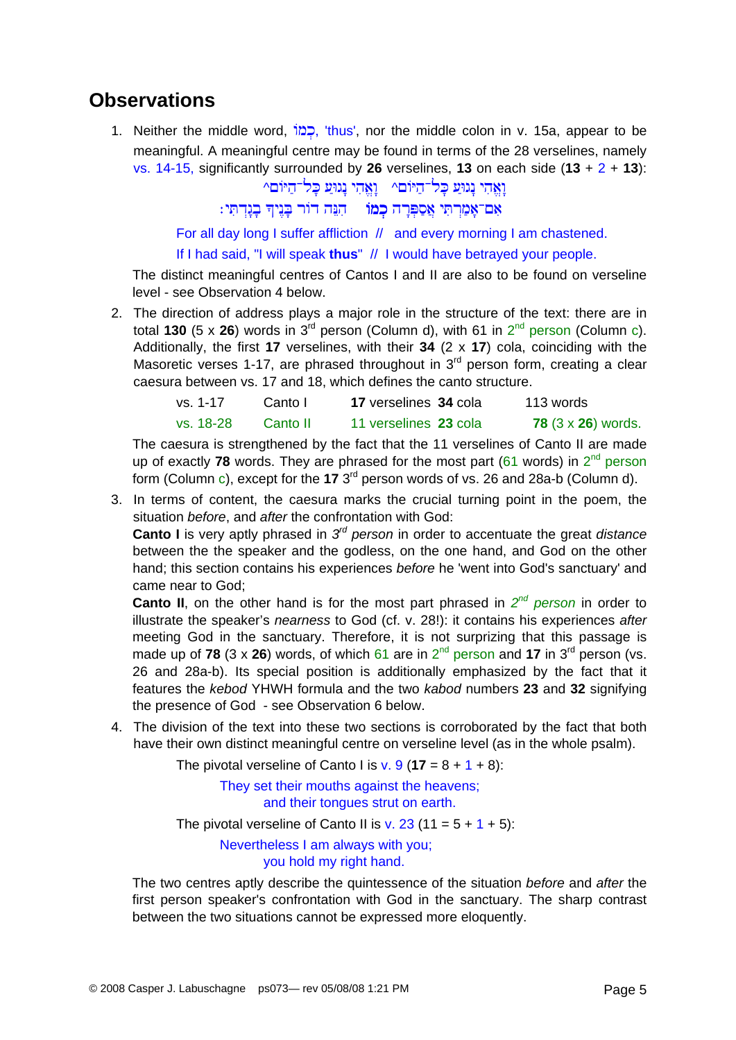## Observations

1. Neither the middle word, כְמוֹ, 'thus', nor the middle colon in v. 15a, appear to be meaningful. A meaningful centre may be found in terms of the 28 verselines, namely vs. 14-15, significantly surrounded by **26** verselines, **13** on each side (**13** + 2 + **13**):

   וָאֱהִי נָגוּעַ כָּל־הַיּוֹם^ וְתוֹכַחְתִּי לַבְּקָרִים

   אִם־אָמַרְתִּי אֲסַפְּרָה כְמוֹ הִנֵּה דוֹר בָּנֶיךָ בָגָדְתִּי׃

   For all day long I suffer affliction // and every morning I am chastened.

   If I had said, "I will speak **thus**" // I would have betrayed your people.

   The distinct meaningful centres of Cantos I and II are also to be found on verseline level - see Observation 4 below.

2. The direction of address plays a major role in the structure of the text: there are in total **130** (5 x **26**) words in 3rd person (Column d), with 61 in 2nd person (Column c). Additionally, the first **17** verselines, with their **34** (2 x **17**) cola, coinciding with the Masoretic verses 1-17, are phrased throughout in 3rd person form, creating a clear caesura between vs. 17 and 18, which defines the canto structure.

   | | | | |
   |---|---|---|---|
   | vs. 1-17 | Canto I | **17** verselines **34** cola | 113 words |
   | vs. 18-28 | Canto II | 11 verselines **23** cola | **78** (3 x **26**) words. |

   The caesura is strengthened by the fact that the 11 verselines of Canto II are made up of exactly **78** words. They are phrased for the most part (61 words) in 2nd person form (Column c), except for the **17** 3rd person words of vs. 26 and 28a-b (Column d).

3. In terms of content, the caesura marks the crucial turning point in the poem, the situation *before*, and *after* the confrontation with God:
   **Canto I** is very aptly phrased in *3rd person* in order to accentuate the great *distance* between the the speaker and the godless, on the one hand, and God on the other hand; this section contains his experiences *before* he 'went into God's sanctuary' and came near to God;
   **Canto II**, on the other hand is for the most part phrased in *2nd person* in order to illustrate the speaker's *nearness* to God (cf. v. 28!): it contains his experiences *after* meeting God in the sanctuary. Therefore, it is not surprizing that this passage is made up of **78** (3 x **26**) words, of which 61 are in 2nd person and **17** in 3rd person (vs. 26 and 28a-b). Its special position is additionally emphasized by the fact that it features the *kebod* YHWH formula and the two *kabod* numbers **23** and **32** signifying the presence of God - see Observation 6 below.

4. The division of the text into these two sections is corroborated by the fact that both have their own distinct meaningful centre on verseline level (as in the whole psalm).

   The pivotal verseline of Canto I is v. 9 (**17** = 8 + 1 + 8):

   They set their mouths against the heavens;
   and their tongues strut on earth.

   The pivotal verseline of Canto II is v. 23 (11 = 5 + 1 + 5):

   Nevertheless I am always with you;
   you hold my right hand.

   The two centres aptly describe the quintessence of the situation *before* and *after* the first person speaker's confrontation with God in the sanctuary. The sharp contrast between the two situations cannot be expressed more eloquently.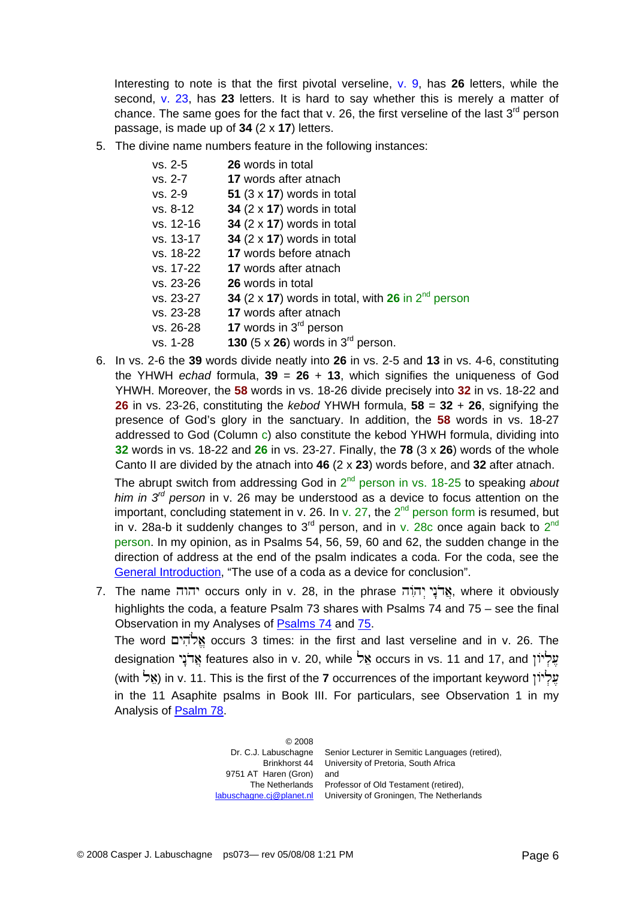Interesting to note is that the first pivotal verseline, v. 9, has **26** letters, while the second, v. 23, has **23** letters. It is hard to say whether this is merely a matter of chance. The same goes for the fact that v. 26, the first verseline of the last 3rd person passage, is made up of **34** (2 x **17**) letters.

5. The divine name numbers feature in the following instances:

| | |
|---|---|
| vs. 2-5 | **26** words in total |
| vs. 2-7 | **17** words after atnach |
| vs. 2-9 | **51** (3 x **17**) words in total |
| vs. 8-12 | **34** (2 x **17**) words in total |
| vs. 12-16 | **34** (2 x **17**) words in total |
| vs. 13-17 | **34** (2 x **17**) words in total |
| vs. 18-22 | **17** words before atnach |
| vs. 17-22 | **17** words after atnach |
| vs. 23-26 | **26** words in total |
| vs. 23-27 | **34** (2 x **17**) words in total, with **26** in 2nd person |
| vs. 23-28 | **17** words after atnach |
| vs. 26-28 | **17** words in 3rd person |
| vs. 1-28 | **130** (5 x **26**) words in 3rd person. |

6. In vs. 2-6 the **39** words divide neatly into **26** in vs. 2-5 and **13** in vs. 4-6, constituting the YHWH *echad* formula, **39** = **26** + **13**, which signifies the uniqueness of God YHWH. Moreover, the **58** words in vs. 18-26 divide precisely into **32** in vs. 18-22 and **26** in vs. 23-26, constituting the *kebod* YHWH formula, **58** = **32** + **26**, signifying the presence of God's glory in the sanctuary. In addition, the **58** words in vs. 18-27 addressed to God (Column c) also constitute the kebod YHWH formula, dividing into **32** words in vs. 18-22 and **26** in vs. 23-27. Finally, the **78** (3 x **26**) words of the whole Canto II are divided by the atnach into **46** (2 x **23**) words before, and **32** after atnach.

   The abrupt switch from addressing God in 2nd person in vs. 18-25 to speaking *about him in 3rd person* in v. 26 may be understood as a device to focus attention on the important, concluding statement in v. 26. In v. 27, the 2nd person form is resumed, but in v. 28a-b it suddenly changes to 3rd person, and in v. 28c once again back to 2nd person. In my opinion, as in Psalms 54, 56, 59, 60 and 62, the sudden change in the direction of address at the end of the psalm indicates a coda. For the coda, see the General Introduction, "The use of a coda as a device for conclusion".

7. The name יהוה occurs only in v. 28, in the phrase אֲדֹנָי יְהוִה, where it obviously highlights the coda, a feature Psalm 73 shares with Psalms 74 and 75 – see the final Observation in my Analyses of Psalms 74 and 75.

   The word אֱלֹהִים occurs 3 times: in the first and last verseline and in v. 26. The designation אֲדֹנָי features also in v. 20, while אֵל occurs in vs. 11 and 17, and עֶלְיוֹן (with אֵל) in v. 11. This is the first of the **7** occurrences of the important keyword עֶלְיוֹן in the 11 Asaphite psalms in Book III. For particulars, see Observation 1 in my Analysis of Psalm 78.

© 2008
Dr. C.J. Labuschagne
Brinkhorst 44
9751 AT Haren (Gron)
The Netherlands
labuschagne.cj@planet.nl

Senior Lecturer in Semitic Languages (retired),
University of Pretoria, South Africa
and
Professor of Old Testament (retired),
University of Groningen, The Netherlands